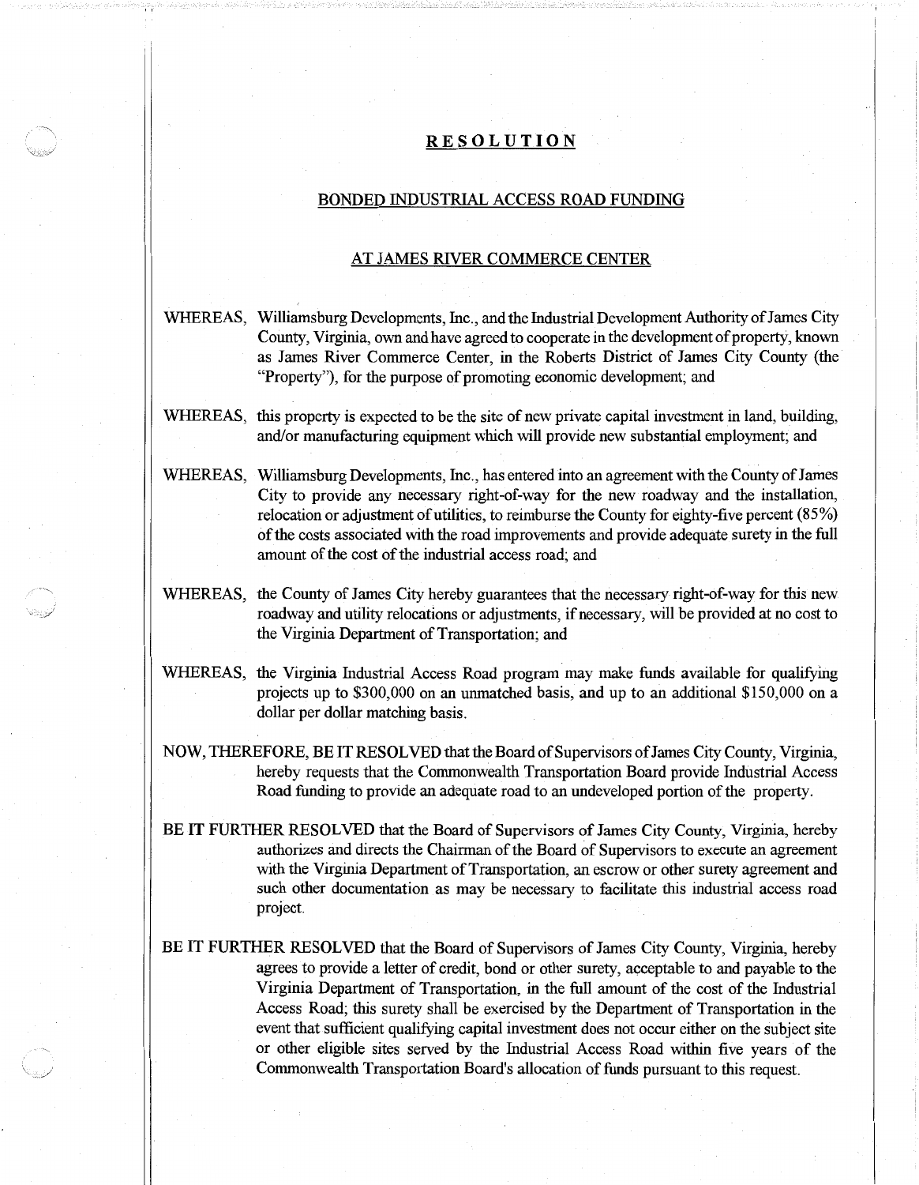# RESOLUTION

## BONDED INDUSTRIAL ACCESS ROAD FUNDING

## AT JAMES RIVER COMMERCE CENTER

WHEREAS, Williamsburg Developments, Inc., and the Industrial Development Authority of James City County, Virginia, own and have agreed to cooperate in the development of property, known as James River Commerce Center, in the Roberts District of James City County (the "Property"), for the purpose of promoting economic development; and

WHEREAS, this property is expected to be the site of new private capital investment in land, building, and/or manufacturing equipment which will provide new substantial employment; and

WHEREAS, Williamsburg Developments, Inc., has entered into an agreement with the County of James City to provide any necessary right-of-way for the new roadway and the installation, relocation or adjustment of utilities, to reimburse the County for eighty-five percent (85%) of the costs associated with the road improvements and provide adequate surety in the full amount of the cost of the industrial access road; and

WHEREAS, the County of James City hereby guarantees that the necessary right-of-way for this new roadway and utility relocations or adjustments, if necessary, will be provided at no cost to the Virginia Department of Transportation; and

WHEREAS, the Virginia Industrial Access Road program may make funds available for qualifying projects up to $300,000 on an unmatched basis, and up to an additional $150,000 on a dollar per dollar matching basis.

NOW, THEREFORE, BE IT RESOLVED that the Board of Supervisors of James City County, Virginia, hereby requests that the Commonwealth Transportation Board provide Industrial Access Road funding to provide an adequate road to an undeveloped portion of the property.

BE IT FURTHER RESOLVED that the Board of Supervisors of James City County, Virginia, hereby authorizes and directs the Chairman of the Board of Supervisors to execute an agreement with the Virginia Department of Transportation, an escrow or other surety agreement and such other documentation as may be necessary to facilitate this industrial access road project.

BE IT FURTHER RESOLVED that the Board of Supervisors of James City County, Virginia, hereby agrees to provide a letter of credit, bond or other surety, acceptable to and payable to the Virginia Department of Transportation, in the full amount of the cost of the Industrial Access Road; this surety shall be exercised by the Department of Transportation in the event that sufficient qualifying capital investment does not occur either on the subject site or other eligible sites served by the Industrial Access Road within five years of the Commonwealth Transportation Board's allocation of funds pursuant to this request.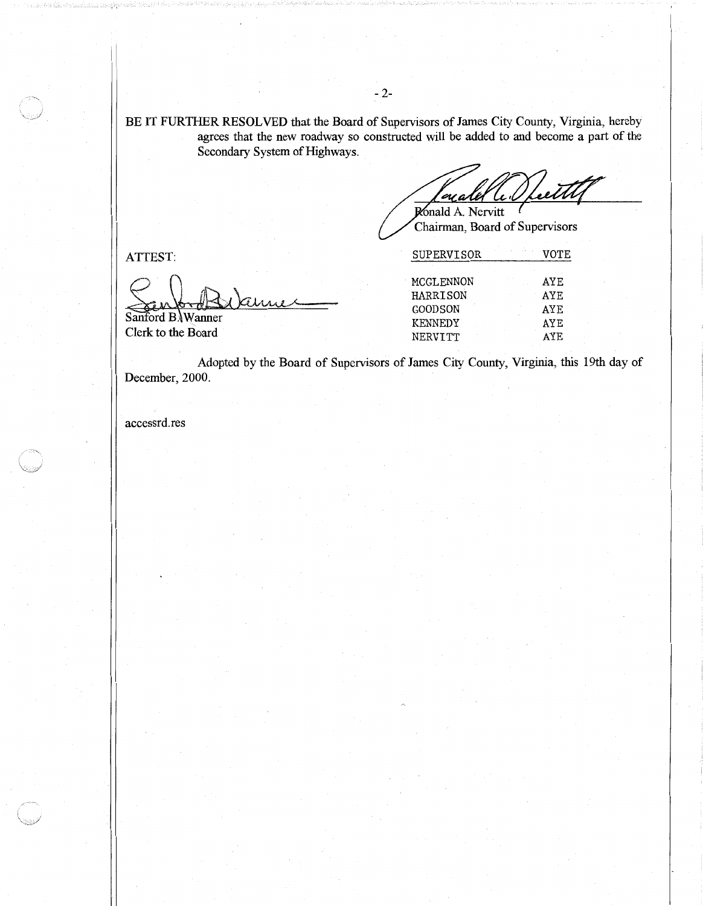BE IT FURTHER RESOLVED that the Board of Supervisors of James City County, Virginia, hereby agrees that the new roadway so constructed will be added to and become a part of the Secondary System of Highways.

Ronald A. Nervitt
Chairman, Board of Supervisors

ATTEST:

Sanford B. Wanner
Clerk to the Board

| SUPERVISOR | VOTE |
|---|---|
| MCGLENNON | AYE |
| HARRISON | AYE |
| GOODSON | AYE |
| KENNEDY | AYE |
| NERVITT | AYE |

Adopted by the Board of Supervisors of James City County, Virginia, this 19th day of December, 2000.

accessrd.res